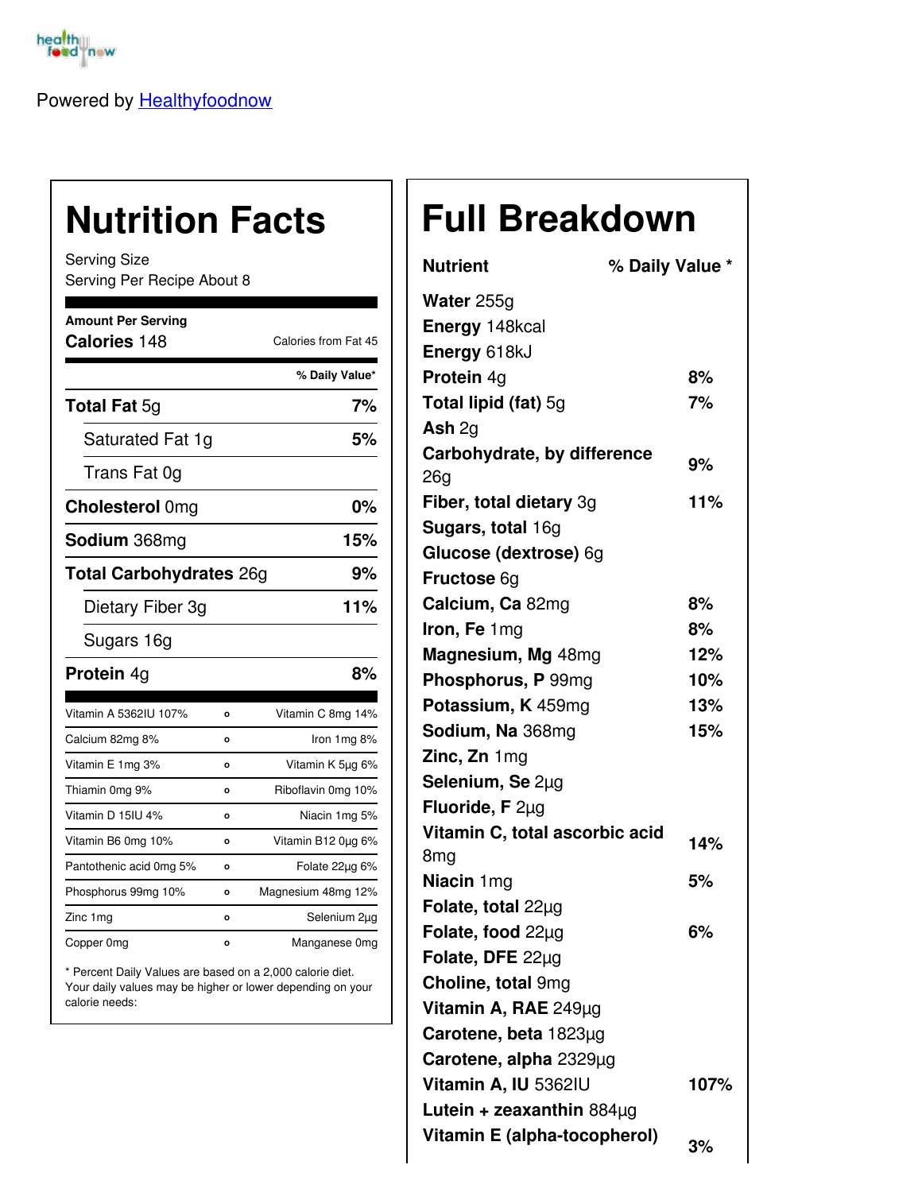Powered by Healthyfoodnow

# Nutrition Facts

Serving Size
Serving Per Recipe About 8

**Amount Per Serving**

**Calories** 148 — Calories from Fat 45

| | % Daily Value* |
|---|---|
| **Total Fat** 5g | **7%** |
| Saturated Fat 1g | **5%** |
| Trans Fat 0g | |
| **Cholesterol** 0mg | **0%** |
| **Sodium** 368mg | **15%** |
| **Total Carbohydrates** 26g | **9%** |
| Dietary Fiber 3g | **11%** |
| Sugars 16g | |
| **Protein** 4g | **8%** |

| | |
|---|---|
| Vitamin A 5362IU 107% | Vitamin C 8mg 14% |
| Calcium 82mg 8% | Iron 1mg 8% |
| Vitamin E 1mg 3% | Vitamin K 5µg 6% |
| Thiamin 0mg 9% | Riboflavin 0mg 10% |
| Vitamin D 15IU 4% | Niacin 1mg 5% |
| Vitamin B6 0mg 10% | Vitamin B12 0µg 6% |
| Pantothenic acid 0mg 5% | Folate 22µg 6% |
| Phosphorus 99mg 10% | Magnesium 48mg 12% |
| Zinc 1mg | Selenium 2µg |
| Copper 0mg | Manganese 0mg |

* Percent Daily Values are based on a 2,000 calorie diet. Your daily values may be higher or lower depending on your calorie needs:

# Full Breakdown

| Nutrient | % Daily Value * |
|---|---|
| **Water** 255g | |
| **Energy** 148kcal | |
| **Energy** 618kJ | |
| **Protein** 4g | **8%** |
| **Total lipid (fat)** 5g | **7%** |
| **Ash** 2g | |
| **Carbohydrate, by difference** 26g | **9%** |
| **Fiber, total dietary** 3g | **11%** |
| **Sugars, total** 16g | |
| **Glucose (dextrose)** 6g | |
| **Fructose** 6g | |
| **Calcium, Ca** 82mg | **8%** |
| **Iron, Fe** 1mg | **8%** |
| **Magnesium, Mg** 48mg | **12%** |
| **Phosphorus, P** 99mg | **10%** |
| **Potassium, K** 459mg | **13%** |
| **Sodium, Na** 368mg | **15%** |
| **Zinc, Zn** 1mg | |
| **Selenium, Se** 2µg | |
| **Fluoride, F** 2µg | |
| **Vitamin C, total ascorbic acid** 8mg | **14%** |
| **Niacin** 1mg | **5%** |
| **Folate, total** 22µg | |
| **Folate, food** 22µg | **6%** |
| **Folate, DFE** 22µg | |
| **Choline, total** 9mg | |
| **Vitamin A, RAE** 249µg | |
| **Carotene, beta** 1823µg | |
| **Carotene, alpha** 2329µg | |
| **Vitamin A, IU** 5362IU | **107%** |
| **Lutein + zeaxanthin** 884µg | |
| **Vitamin E (alpha-tocopherol)** | **3%** |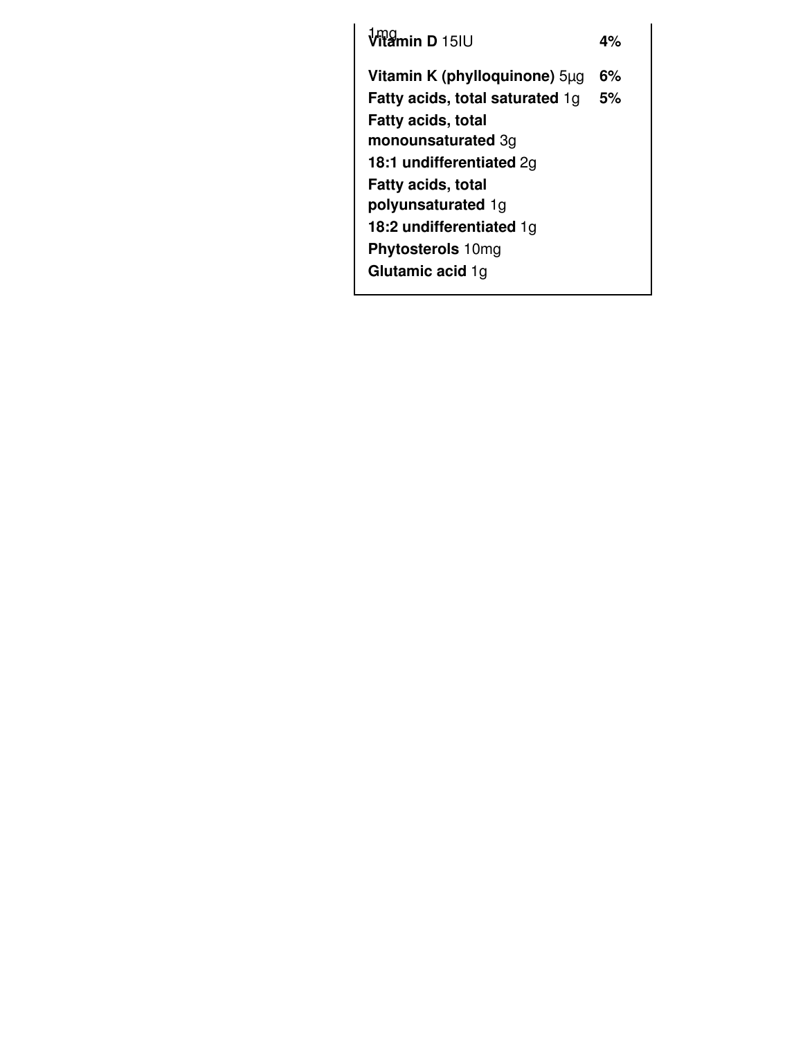1mg

| | |
|---|---|
| **Vitamin D** 15IU | **4%** |
| **Vitamin K (phylloquinone)** 5µg | **6%** |
| **Fatty acids, total saturated** 1g | **5%** |
| **Fatty acids, total monounsaturated** 3g | |
| **18:1 undifferentiated** 2g | |
| **Fatty acids, total polyunsaturated** 1g | |
| **18:2 undifferentiated** 1g | |
| **Phytosterols** 10mg | |
| **Glutamic acid** 1g | |